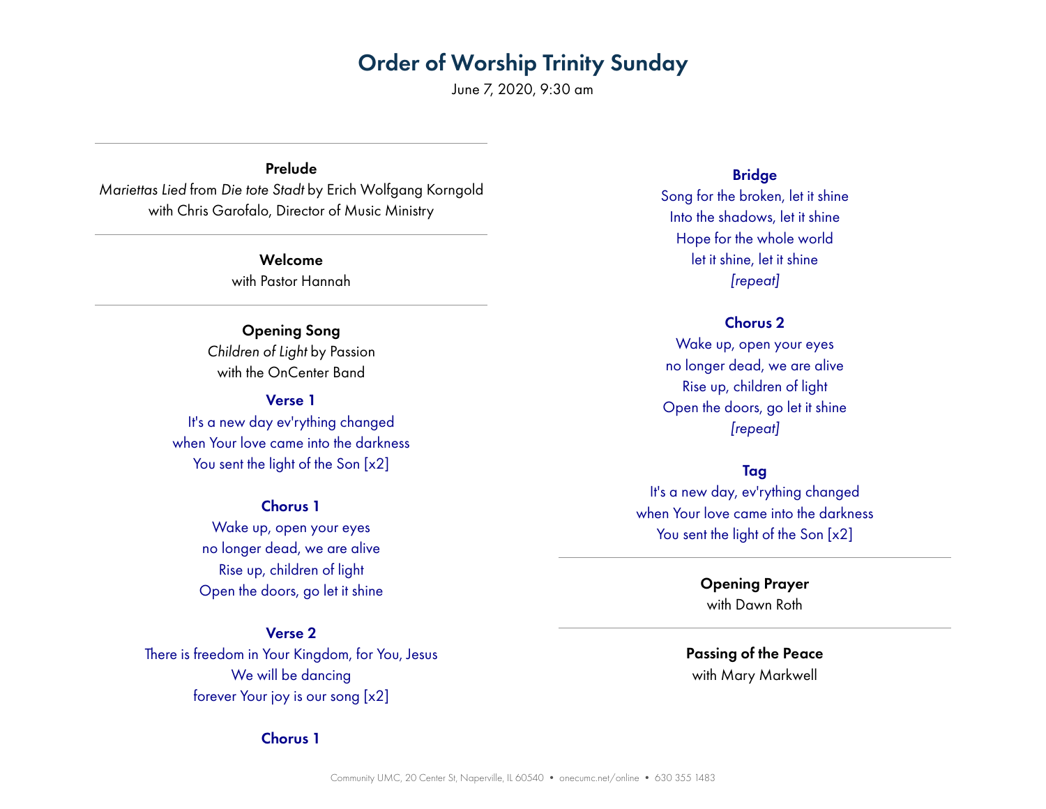# Order of Worship Trinity Sunday

June 7, 2020, 9:30 am

---

**Prelude**

*Mariettas Lied* from *Die tote Stadt* by Erich Wolfgang Korngold
with Chris Garofalo, Director of Music Ministry

---

**Welcome**

with Pastor Hannah

---

**Opening Song**

*Children of Light* by Passion
with the OnCenter Band

**Verse 1**

It's a new day ev'rything changed
when Your love came into the darkness
You sent the light of the Son [x2]

**Chorus 1**

Wake up, open your eyes
no longer dead, we are alive
Rise up, children of light
Open the doors, go let it shine

**Verse 2**

There is freedom in Your Kingdom, for You, Jesus
We will be dancing
forever Your joy is our song [x2]

**Chorus 1**

**Bridge**

Song for the broken, let it shine
Into the shadows, let it shine
Hope for the whole world
let it shine, let it shine
*[repeat]*

**Chorus 2**

Wake up, open your eyes
no longer dead, we are alive
Rise up, children of light
Open the doors, go let it shine
*[repeat]*

**Tag**

It's a new day, ev'rything changed
when Your love came into the darkness
You sent the light of the Son [x2]

---

**Opening Prayer**

with Dawn Roth

---

**Passing of the Peace**

with Mary Markwell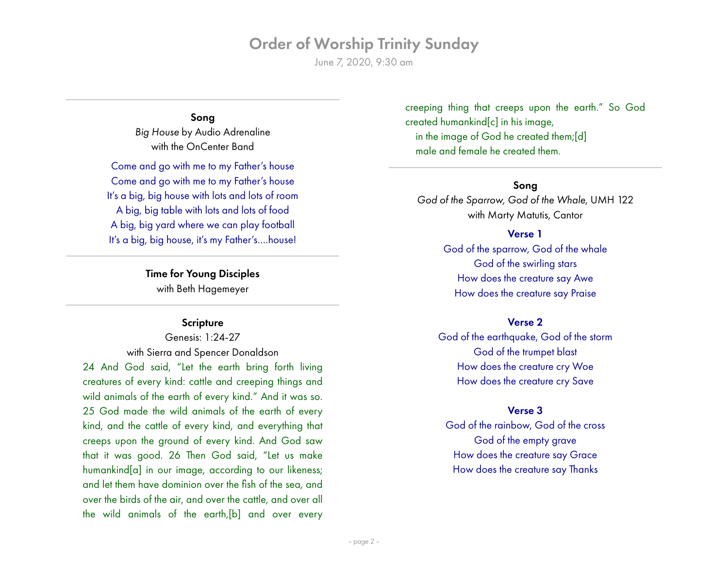# Order of Worship Trinity Sunday

June 7, 2020, 9:30 am

---

### Song

*Big House* by Audio Adrenaline
with the OnCenter Band

Come and go with me to my Father's house
Come and go with me to my Father's house
It's a big, big house with lots and lots of room
A big, big table with lots and lots of food
A big, big yard where we can play football
It's a big, big house, it's my Father's....house!

---

### Time for Young Disciples

with Beth Hagemeyer

---

### Scripture

Genesis: 1:24-27
with Sierra and Spencer Donaldson

24 And God said, "Let the earth bring forth living creatures of every kind: cattle and creeping things and wild animals of the earth of every kind." And it was so. 25 God made the wild animals of the earth of every kind, and the cattle of every kind, and everything that creeps upon the ground of every kind. And God saw that it was good. 26 Then God said, "Let us make humankind[a] in our image, according to our likeness; and let them have dominion over the fish of the sea, and over the birds of the air, and over the cattle, and over all the wild animals of the earth,[b] and over every creeping thing that creeps upon the earth." So God created humankind[c] in his image,

in the image of God he created them;[d]
male and female he created them.

---

### Song

*God of the Sparrow, God of the Whale*, UMH 122
with Marty Matutis, Cantor

**Verse 1**

God of the sparrow, God of the whale
God of the swirling stars
How does the creature say Awe
How does the creature say Praise

**Verse 2**

God of the earthquake, God of the storm
God of the trumpet blast
How does the creature cry Woe
How does the creature cry Save

**Verse 3**

God of the rainbow, God of the cross
God of the empty grave
How does the creature say Grace
How does the creature say Thanks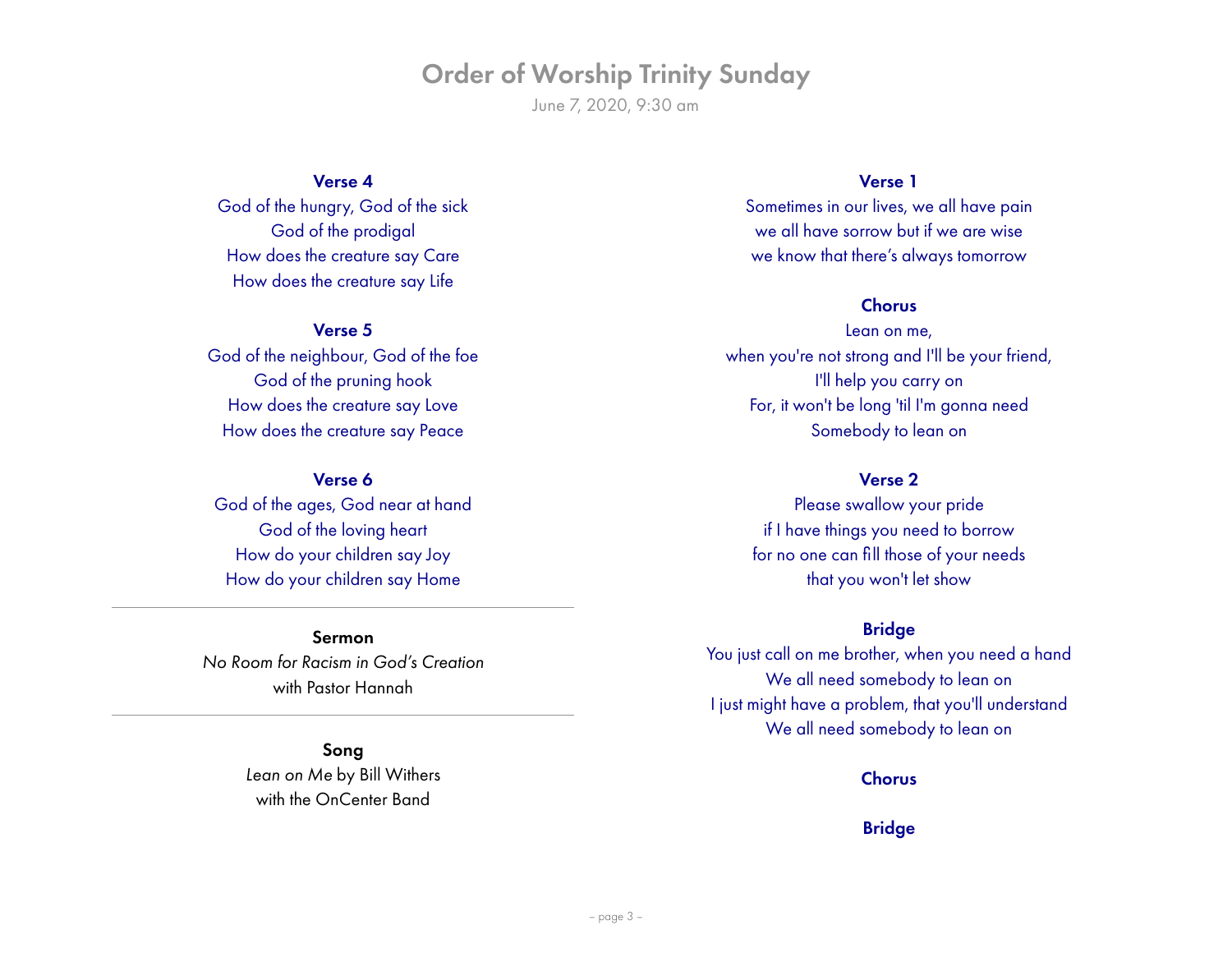# Order of Worship Trinity Sunday

June 7, 2020, 9:30 am

**Verse 4**

God of the hungry, God of the sick
God of the prodigal
How does the creature say Care
How does the creature say Life

**Verse 5**

God of the neighbour, God of the foe
God of the pruning hook
How does the creature say Love
How does the creature say Peace

**Verse 6**

God of the ages, God near at hand
God of the loving heart
How do your children say Joy
How do your children say Home

---

**Sermon**

*No Room for Racism in God's Creation*
with Pastor Hannah

---

**Song**

*Lean on Me* by Bill Withers
with the OnCenter Band

**Verse 1**

Sometimes in our lives, we all have pain
we all have sorrow but if we are wise
we know that there's always tomorrow

**Chorus**

Lean on me,
when you're not strong and I'll be your friend,
I'll help you carry on
For, it won't be long 'til I'm gonna need
Somebody to lean on

**Verse 2**

Please swallow your pride
if I have things you need to borrow
for no one can fill those of your needs
that you won't let show

**Bridge**

You just call on me brother, when you need a hand
We all need somebody to lean on
I just might have a problem, that you'll understand
We all need somebody to lean on

**Chorus**

**Bridge**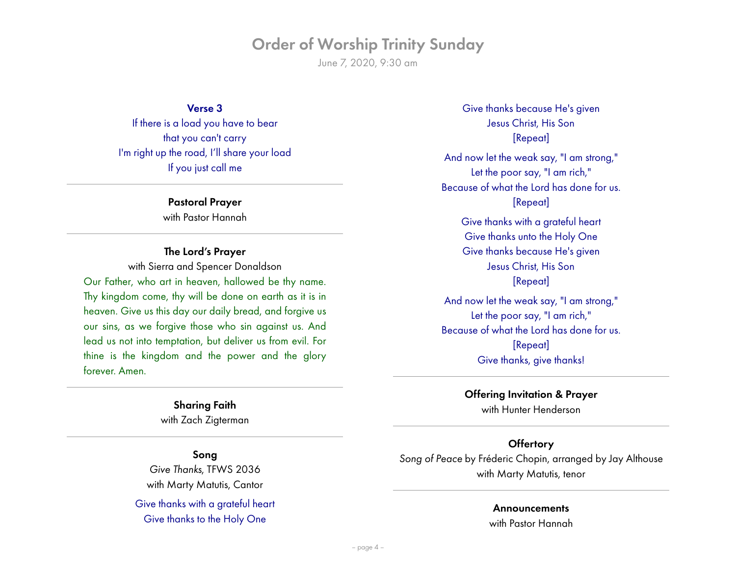# Order of Worship Trinity Sunday

June 7, 2020, 9:30 am

**Verse 3**

If there is a load you have to bear
that you can't carry
I'm right up the road, I'll share your load
If you just call me

---

**Pastoral Prayer**
with Pastor Hannah

---

**The Lord's Prayer**
with Sierra and Spencer Donaldson

Our Father, who art in heaven, hallowed be thy name. Thy kingdom come, thy will be done on earth as it is in heaven. Give us this day our daily bread, and forgive us our sins, as we forgive those who sin against us. And lead us not into temptation, but deliver us from evil. For thine is the kingdom and the power and the glory forever. Amen.

---

**Sharing Faith**
with Zach Zigterman

---

**Song**
*Give Thanks*, TFWS 2036
with Marty Matutis, Cantor

Give thanks with a grateful heart
Give thanks to the Holy One
Give thanks because He's given
Jesus Christ, His Son
[Repeat]

And now let the weak say, "I am strong,"
Let the poor say, "I am rich,"
Because of what the Lord has done for us.
[Repeat]

Give thanks with a grateful heart
Give thanks unto the Holy One
Give thanks because He's given
Jesus Christ, His Son
[Repeat]

And now let the weak say, "I am strong,"
Let the poor say, "I am rich,"
Because of what the Lord has done for us.
[Repeat]
Give thanks, give thanks!

---

**Offering Invitation & Prayer**
with Hunter Henderson

---

**Offertory**
*Song of Peace* by Fréderic Chopin, arranged by Jay Althouse
with Marty Matutis, tenor

---

**Announcements**
with Pastor Hannah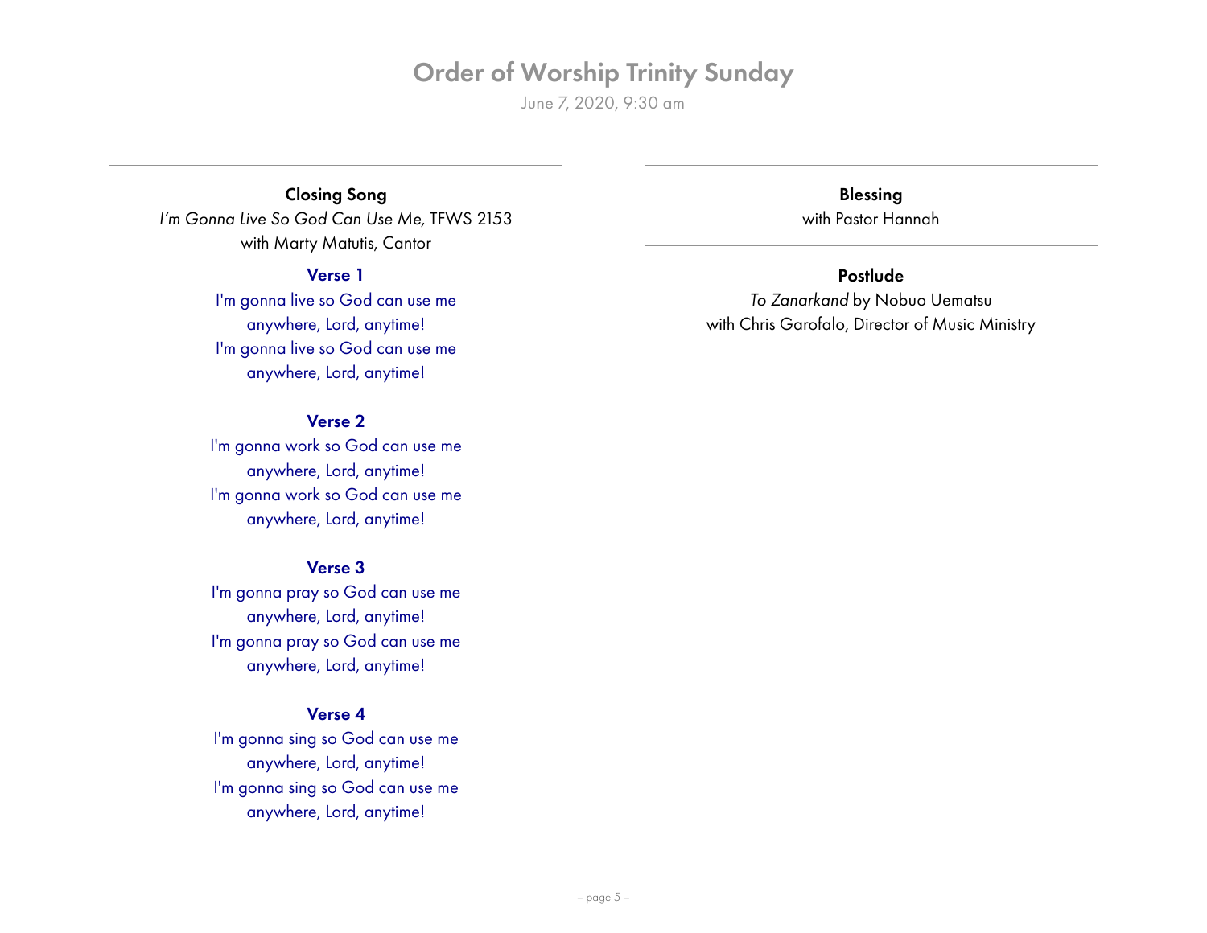# Order of Worship Trinity Sunday

June 7, 2020, 9:30 am

---

**Closing Song**

*I'm Gonna Live So God Can Use Me,* TFWS 2153
with Marty Matutis, Cantor

**Verse 1**

I'm gonna live so God can use me
anywhere, Lord, anytime!
I'm gonna live so God can use me
anywhere, Lord, anytime!

**Verse 2**

I'm gonna work so God can use me
anywhere, Lord, anytime!
I'm gonna work so God can use me
anywhere, Lord, anytime!

**Verse 3**

I'm gonna pray so God can use me
anywhere, Lord, anytime!
I'm gonna pray so God can use me
anywhere, Lord, anytime!

**Verse 4**

I'm gonna sing so God can use me
anywhere, Lord, anytime!
I'm gonna sing so God can use me
anywhere, Lord, anytime!

---

**Blessing**

with Pastor Hannah

---

**Postlude**

*To Zanarkand* by Nobuo Uematsu
with Chris Garofalo, Director of Music Ministry